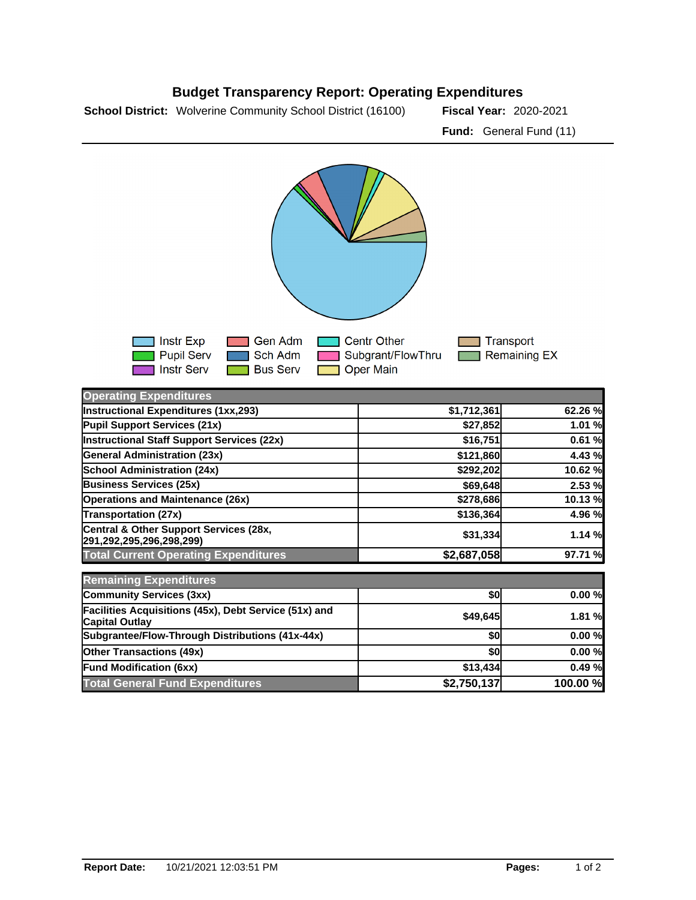# Budget Transparency Report: Operating Expenditures

**School District:** Wolverine Community School District (16100) **Fiscal Year:** 2020-2021

**Fund:** General Fund (11)

Instr Exp | Pupil Serv | Instr Serv | Gen Adm | Sch Adm | Bus Serv | Centr Other | Subgrant/FlowThru | Oper Main | Transport | Remaining EX

| Operating Expenditures | | |
|---|---|---|
| Instructional Expenditures (1xx,293) | $1,712,361 | 62.26 % |
| Pupil Support Services (21x) | $27,852 | 1.01 % |
| Instructional Staff Support Services (22x) | $16,751 | 0.61 % |
| General Administration (23x) | $121,860 | 4.43 % |
| School Administration (24x) | $292,202 | 10.62 % |
| Business Services (25x) | $69,648 | 2.53 % |
| Operations and Maintenance (26x) | $278,686 | 10.13 % |
| Transportation (27x) | $136,364 | 4.96 % |
| Central & Other Support Services (28x, 291,292,295,296,298,299) | $31,334 | 1.14 % |
| **Total Current Operating Expenditures** | **$2,687,058** | **97.71 %** |

| Remaining Expenditures | | |
|---|---|---|
| Community Services (3xx) | $0 | 0.00 % |
| Facilities Acquisitions (45x), Debt Service (51x) and Capital Outlay | $49,645 | 1.81 % |
| Subgrantee/Flow-Through Distributions (41x-44x) | $0 | 0.00 % |
| Other Transactions (49x) | $0 | 0.00 % |
| Fund Modification (6xx) | $13,434 | 0.49 % |
| **Total General Fund Expenditures** | **$2,750,137** | **100.00 %** |

**Report Date:** 10/21/2021 12:03:51 PM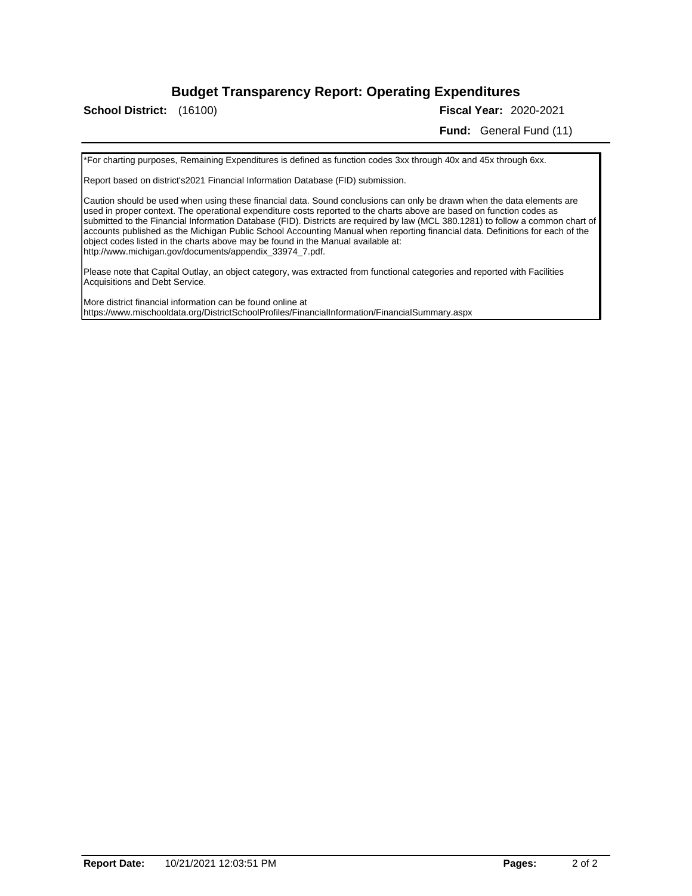# Budget Transparency Report: Operating Expenditures

**School District:** (16100)

**Fiscal Year:** 2020-2021

**Fund:** General Fund (11)

*For charting purposes, Remaining Expenditures is defined as function codes 3xx through 40x and 45x through 6xx.

Report based on district's2021 Financial Information Database (FID) submission.

Caution should be used when using these financial data. Sound conclusions can only be drawn when the data elements are used in proper context. The operational expenditure costs reported to the charts above are based on function codes as submitted to the Financial Information Database (FID). Districts are required by law (MCL 380.1281) to follow a common chart of accounts published as the Michigan Public School Accounting Manual when reporting financial data. Definitions for each of the object codes listed in the charts above may be found in the Manual available at: http://www.michigan.gov/documents/appendix_33974_7.pdf.

Please note that Capital Outlay, an object category, was extracted from functional categories and reported with Facilities Acquisitions and Debt Service.

More district financial information can be found online at https://www.mischooldata.org/DistrictSchoolProfiles/FinancialInformation/FinancialSummary.aspx

**Report Date:** 10/21/2021 12:03:51 PM